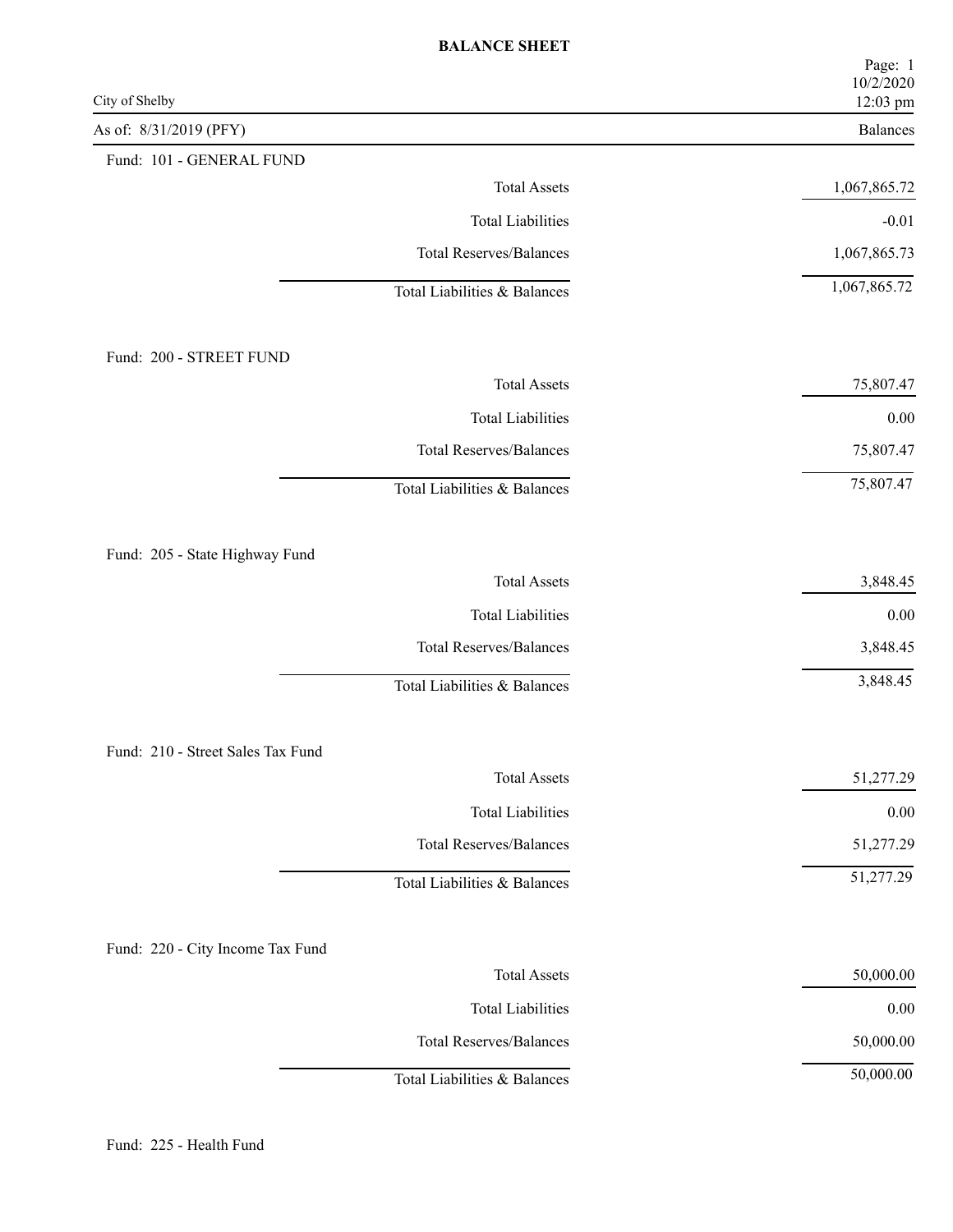# BALANCE SHEET

City of Shelby

As of: 8/31/2019 (PFY)

## Fund: 101 - GENERAL FUND

| | Balances |
|---|---|
| Total Assets | 1,067,865.72 |
| Total Liabilities | -0.01 |
| Total Reserves/Balances | 1,067,865.73 |
| Total Liabilities & Balances | 1,067,865.72 |

## Fund: 200 - STREET FUND

| | Balances |
|---|---|
| Total Assets | 75,807.47 |
| Total Liabilities | 0.00 |
| Total Reserves/Balances | 75,807.47 |
| Total Liabilities & Balances | 75,807.47 |

## Fund: 205 - State Highway Fund

| | Balances |
|---|---|
| Total Assets | 3,848.45 |
| Total Liabilities | 0.00 |
| Total Reserves/Balances | 3,848.45 |
| Total Liabilities & Balances | 3,848.45 |

## Fund: 210 - Street Sales Tax Fund

| | Balances |
|---|---|
| Total Assets | 51,277.29 |
| Total Liabilities | 0.00 |
| Total Reserves/Balances | 51,277.29 |
| Total Liabilities & Balances | 51,277.29 |

## Fund: 220 - City Income Tax Fund

| | Balances |
|---|---|
| Total Assets | 50,000.00 |
| Total Liabilities | 0.00 |
| Total Reserves/Balances | 50,000.00 |
| Total Liabilities & Balances | 50,000.00 |

## Fund: 225 - Health Fund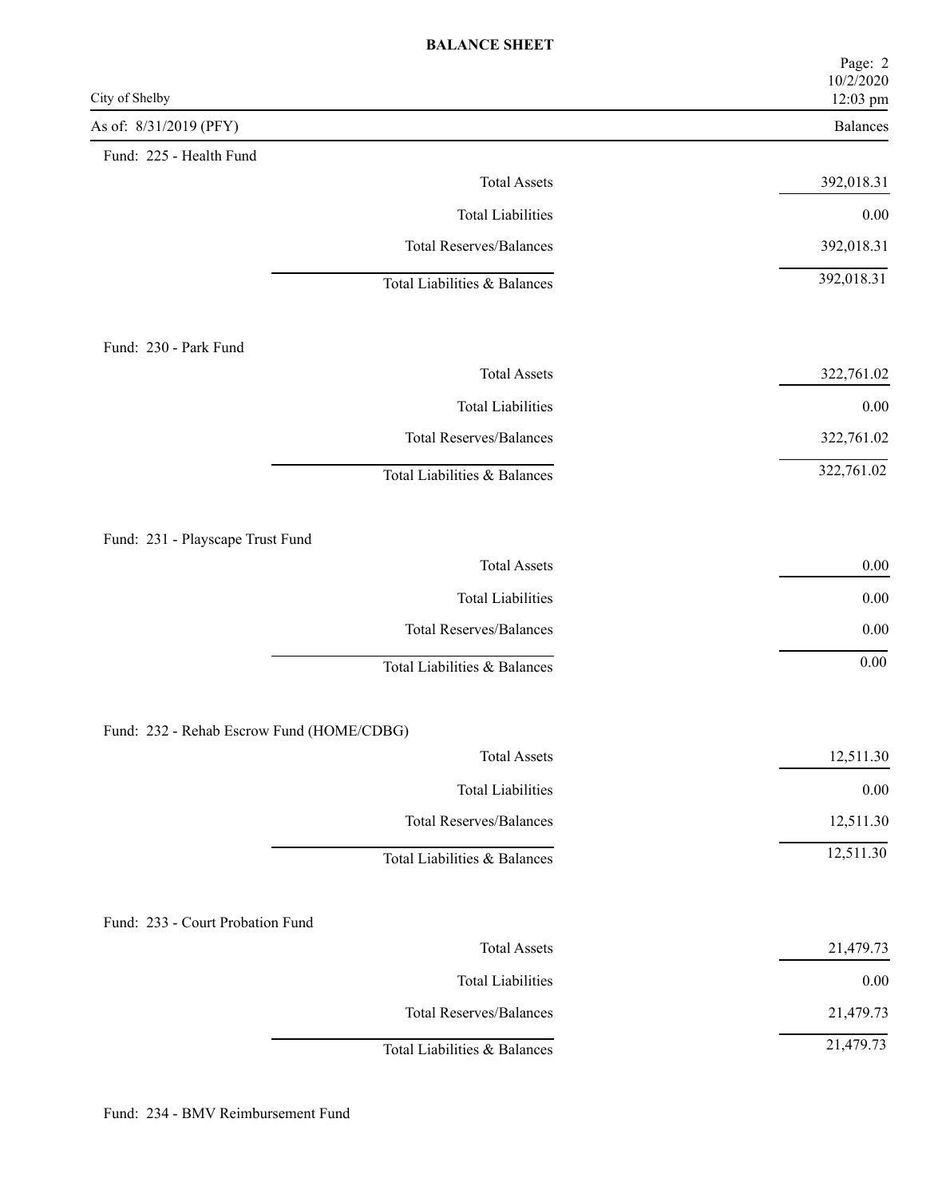**BALANCE SHEET**

City of Shelby

As of: 8/31/2019 (PFY)

| | Balances |
|---|---|
| **Fund: 225 - Health Fund** | |
| Total Assets | 392,018.31 |
| Total Liabilities | 0.00 |
| Total Reserves/Balances | 392,018.31 |
| Total Liabilities & Balances | 392,018.31 |
| **Fund: 230 - Park Fund** | |
| Total Assets | 322,761.02 |
| Total Liabilities | 0.00 |
| Total Reserves/Balances | 322,761.02 |
| Total Liabilities & Balances | 322,761.02 |
| **Fund: 231 - Playscape Trust Fund** | |
| Total Assets | 0.00 |
| Total Liabilities | 0.00 |
| Total Reserves/Balances | 0.00 |
| Total Liabilities & Balances | 0.00 |
| **Fund: 232 - Rehab Escrow Fund (HOME/CDBG)** | |
| Total Assets | 12,511.30 |
| Total Liabilities | 0.00 |
| Total Reserves/Balances | 12,511.30 |
| Total Liabilities & Balances | 12,511.30 |
| **Fund: 233 - Court Probation Fund** | |
| Total Assets | 21,479.73 |
| Total Liabilities | 0.00 |
| Total Reserves/Balances | 21,479.73 |
| Total Liabilities & Balances | 21,479.73 |

Fund: 234 - BMV Reimbursement Fund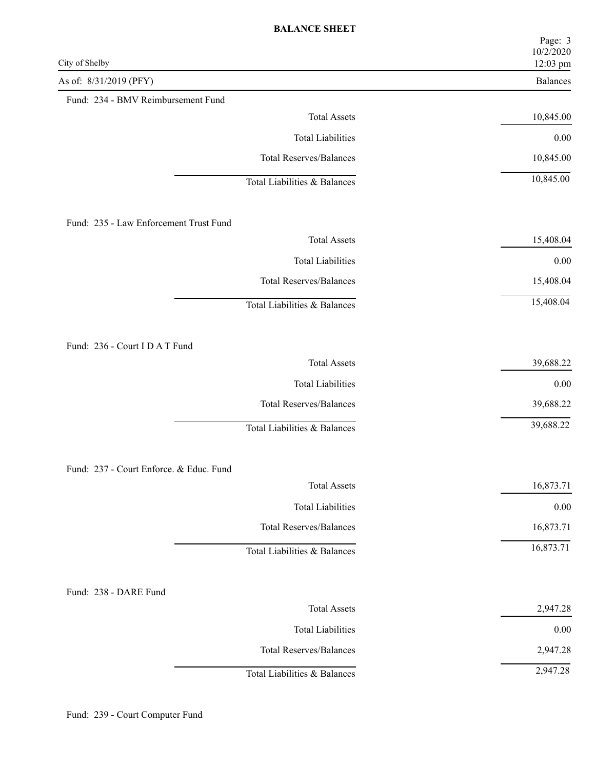**BALANCE SHEET**

City of Shelby

As of: 8/31/2019 (PFY)

Fund: 234 - BMV Reimbursement Fund

| | Balances |
|---|---|
| Total Assets | 10,845.00 |
| Total Liabilities | 0.00 |
| Total Reserves/Balances | 10,845.00 |
| Total Liabilities & Balances | 10,845.00 |

Fund: 235 - Law Enforcement Trust Fund

| | Balances |
|---|---|
| Total Assets | 15,408.04 |
| Total Liabilities | 0.00 |
| Total Reserves/Balances | 15,408.04 |
| Total Liabilities & Balances | 15,408.04 |

Fund: 236 - Court I D A T Fund

| | Balances |
|---|---|
| Total Assets | 39,688.22 |
| Total Liabilities | 0.00 |
| Total Reserves/Balances | 39,688.22 |
| Total Liabilities & Balances | 39,688.22 |

Fund: 237 - Court Enforce. & Educ. Fund

| | Balances |
|---|---|
| Total Assets | 16,873.71 |
| Total Liabilities | 0.00 |
| Total Reserves/Balances | 16,873.71 |
| Total Liabilities & Balances | 16,873.71 |

Fund: 238 - DARE Fund

| | Balances |
|---|---|
| Total Assets | 2,947.28 |
| Total Liabilities | 0.00 |
| Total Reserves/Balances | 2,947.28 |
| Total Liabilities & Balances | 2,947.28 |

Fund: 239 - Court Computer Fund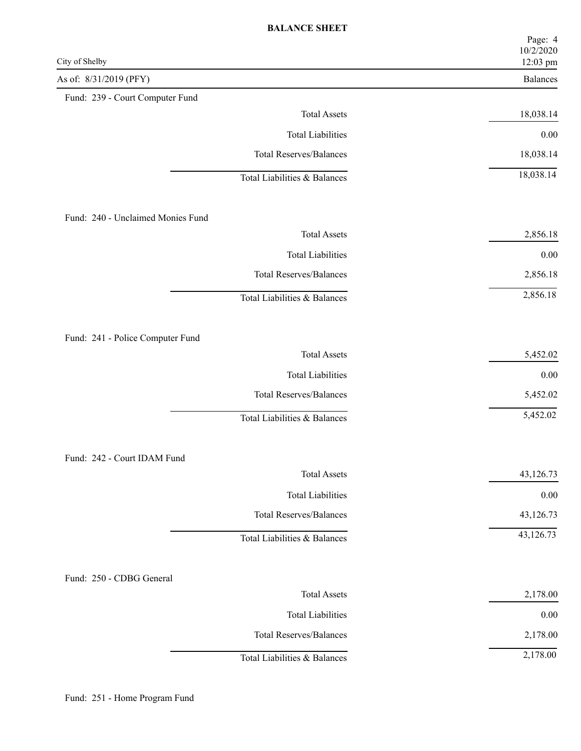# BALANCE SHEET

City of Shelby

As of: 8/31/2019 (PFY)

| | Balances |
|---|---|
| **Fund: 239 - Court Computer Fund** | |
| Total Assets | 18,038.14 |
| Total Liabilities | 0.00 |
| Total Reserves/Balances | 18,038.14 |
| Total Liabilities & Balances | 18,038.14 |
| **Fund: 240 - Unclaimed Monies Fund** | |
| Total Assets | 2,856.18 |
| Total Liabilities | 0.00 |
| Total Reserves/Balances | 2,856.18 |
| Total Liabilities & Balances | 2,856.18 |
| **Fund: 241 - Police Computer Fund** | |
| Total Assets | 5,452.02 |
| Total Liabilities | 0.00 |
| Total Reserves/Balances | 5,452.02 |
| Total Liabilities & Balances | 5,452.02 |
| **Fund: 242 - Court IDAM Fund** | |
| Total Assets | 43,126.73 |
| Total Liabilities | 0.00 |
| Total Reserves/Balances | 43,126.73 |
| Total Liabilities & Balances | 43,126.73 |
| **Fund: 250 - CDBG General** | |
| Total Assets | 2,178.00 |
| Total Liabilities | 0.00 |
| Total Reserves/Balances | 2,178.00 |
| Total Liabilities & Balances | 2,178.00 |

Fund: 251 - Home Program Fund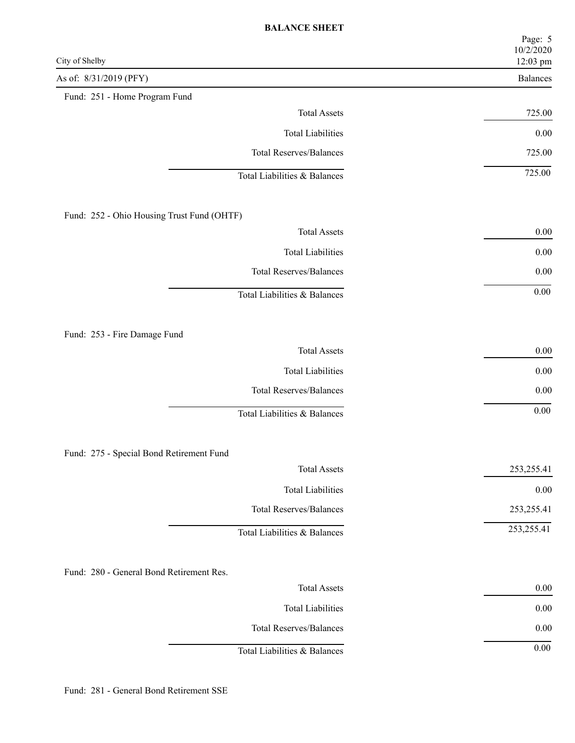# BALANCE SHEET

City of Shelby

As of: 8/31/2019 (PFY)

## Fund: 251 - Home Program Fund

| | Balances |
|---|---|
| Total Assets | 725.00 |
| Total Liabilities | 0.00 |
| Total Reserves/Balances | 725.00 |
| Total Liabilities & Balances | 725.00 |

## Fund: 252 - Ohio Housing Trust Fund (OHTF)

| | Balances |
|---|---|
| Total Assets | 0.00 |
| Total Liabilities | 0.00 |
| Total Reserves/Balances | 0.00 |
| Total Liabilities & Balances | 0.00 |

## Fund: 253 - Fire Damage Fund

| | Balances |
|---|---|
| Total Assets | 0.00 |
| Total Liabilities | 0.00 |
| Total Reserves/Balances | 0.00 |
| Total Liabilities & Balances | 0.00 |

## Fund: 275 - Special Bond Retirement Fund

| | Balances |
|---|---|
| Total Assets | 253,255.41 |
| Total Liabilities | 0.00 |
| Total Reserves/Balances | 253,255.41 |
| Total Liabilities & Balances | 253,255.41 |

## Fund: 280 - General Bond Retirement Res.

| | Balances |
|---|---|
| Total Assets | 0.00 |
| Total Liabilities | 0.00 |
| Total Reserves/Balances | 0.00 |
| Total Liabilities & Balances | 0.00 |

## Fund: 281 - General Bond Retirement SSE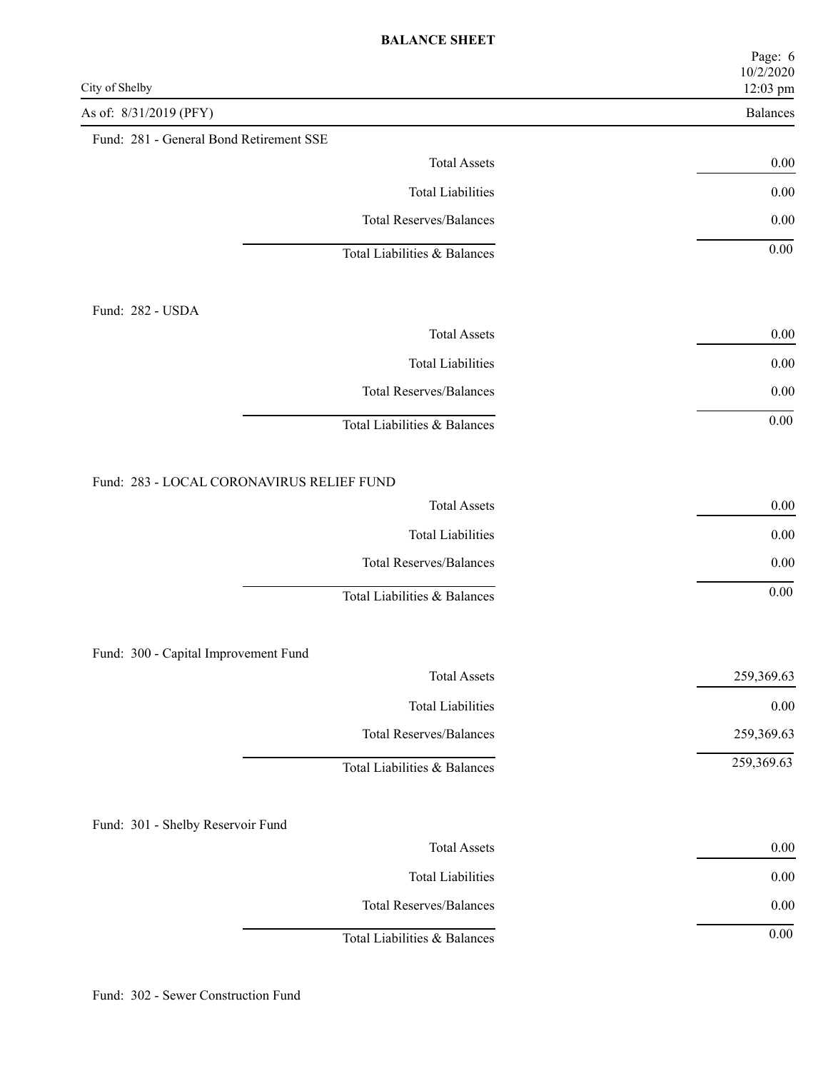# BALANCE SHEET

City of Shelby

As of: 8/31/2019 (PFY)

## Fund: 281 - General Bond Retirement SSE

| | Balances |
|---|---|
| Total Assets | 0.00 |
| Total Liabilities | 0.00 |
| Total Reserves/Balances | 0.00 |
| Total Liabilities & Balances | 0.00 |

## Fund: 282 - USDA

| | Balances |
|---|---|
| Total Assets | 0.00 |
| Total Liabilities | 0.00 |
| Total Reserves/Balances | 0.00 |
| Total Liabilities & Balances | 0.00 |

## Fund: 283 - LOCAL CORONAVIRUS RELIEF FUND

| | Balances |
|---|---|
| Total Assets | 0.00 |
| Total Liabilities | 0.00 |
| Total Reserves/Balances | 0.00 |
| Total Liabilities & Balances | 0.00 |

## Fund: 300 - Capital Improvement Fund

| | Balances |
|---|---|
| Total Assets | 259,369.63 |
| Total Liabilities | 0.00 |
| Total Reserves/Balances | 259,369.63 |
| Total Liabilities & Balances | 259,369.63 |

## Fund: 301 - Shelby Reservoir Fund

| | Balances |
|---|---|
| Total Assets | 0.00 |
| Total Liabilities | 0.00 |
| Total Reserves/Balances | 0.00 |
| Total Liabilities & Balances | 0.00 |

## Fund: 302 - Sewer Construction Fund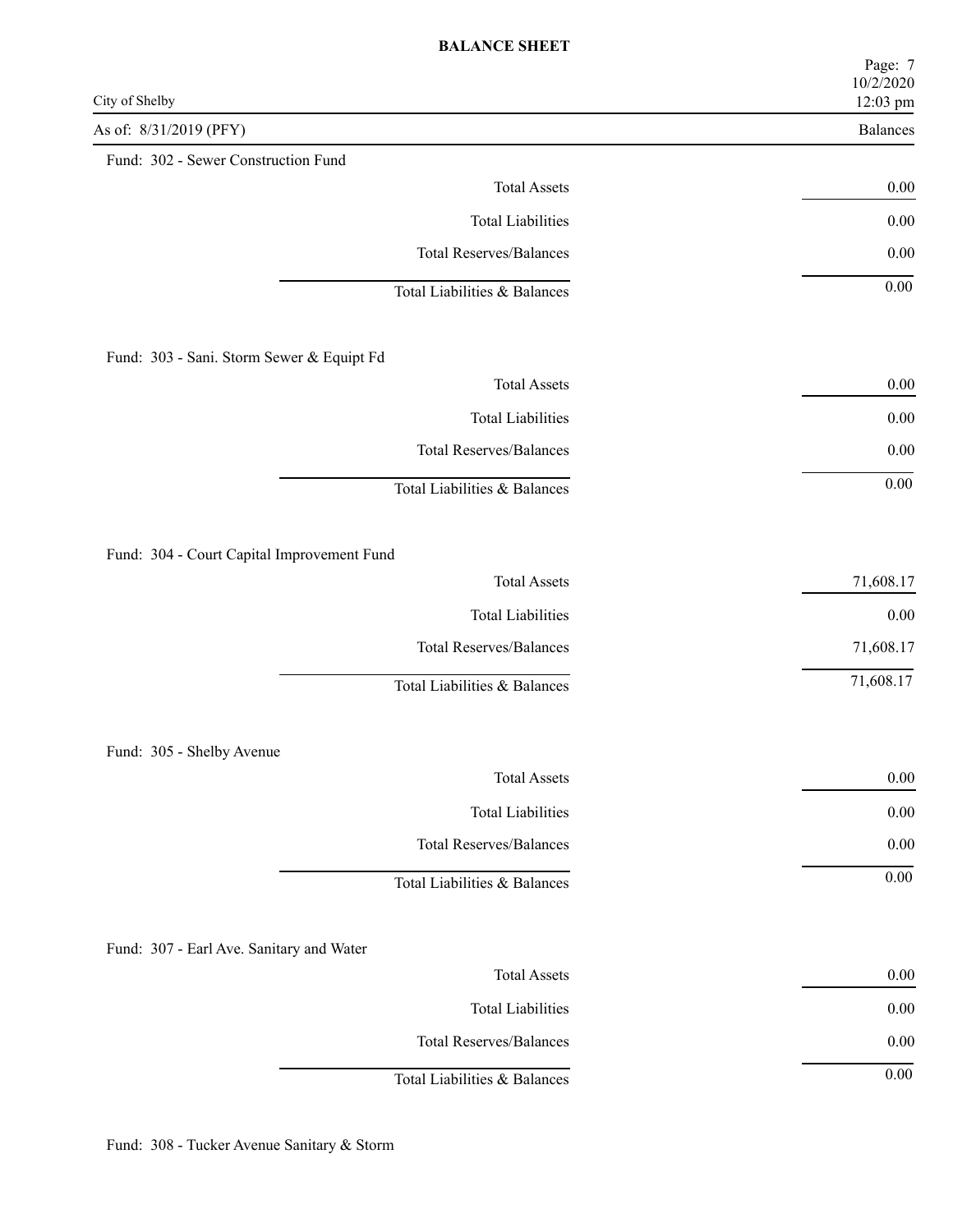# BALANCE SHEET

City of Shelby

As of: 8/31/2019 (PFY)

**Fund: 302 - Sewer Construction Fund**

| | Balances |
|---|---|
| Total Assets | 0.00 |
| Total Liabilities | 0.00 |
| Total Reserves/Balances | 0.00 |
| Total Liabilities & Balances | 0.00 |

**Fund: 303 - Sani. Storm Sewer & Equipt Fd**

| | Balances |
|---|---|
| Total Assets | 0.00 |
| Total Liabilities | 0.00 |
| Total Reserves/Balances | 0.00 |
| Total Liabilities & Balances | 0.00 |

**Fund: 304 - Court Capital Improvement Fund**

| | Balances |
|---|---|
| Total Assets | 71,608.17 |
| Total Liabilities | 0.00 |
| Total Reserves/Balances | 71,608.17 |
| Total Liabilities & Balances | 71,608.17 |

**Fund: 305 - Shelby Avenue**

| | Balances |
|---|---|
| Total Assets | 0.00 |
| Total Liabilities | 0.00 |
| Total Reserves/Balances | 0.00 |
| Total Liabilities & Balances | 0.00 |

**Fund: 307 - Earl Ave. Sanitary and Water**

| | Balances |
|---|---|
| Total Assets | 0.00 |
| Total Liabilities | 0.00 |
| Total Reserves/Balances | 0.00 |
| Total Liabilities & Balances | 0.00 |

**Fund: 308 - Tucker Avenue Sanitary & Storm**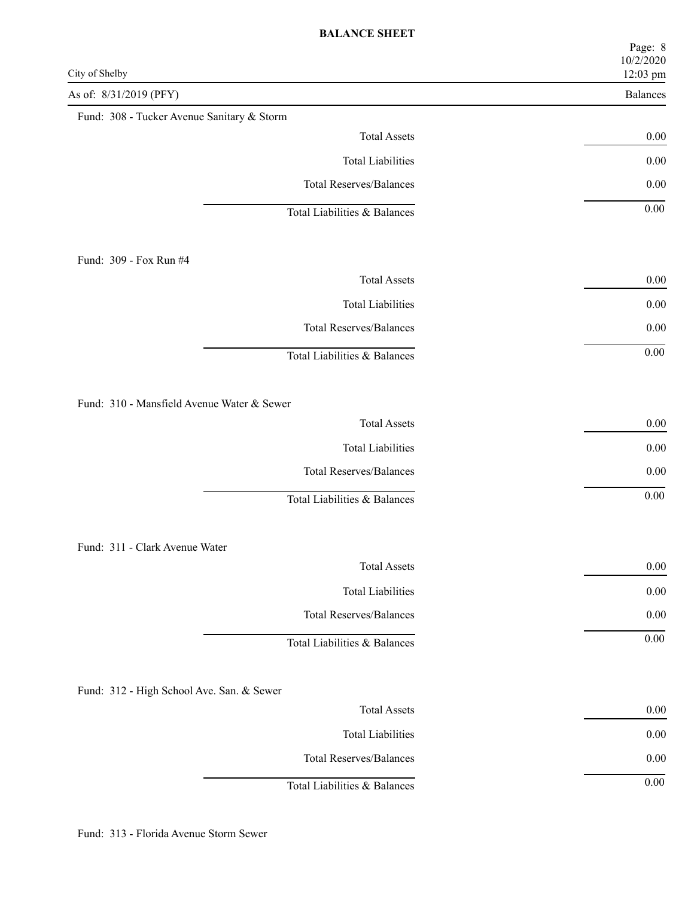# BALANCE SHEET

City of Shelby

As of: 8/31/2019 (PFY)

## Fund: 308 - Tucker Avenue Sanitary & Storm

| | Balances |
|---|---|
| Total Assets | 0.00 |
| Total Liabilities | 0.00 |
| Total Reserves/Balances | 0.00 |
| Total Liabilities & Balances | 0.00 |

## Fund: 309 - Fox Run #4

| | Balances |
|---|---|
| Total Assets | 0.00 |
| Total Liabilities | 0.00 |
| Total Reserves/Balances | 0.00 |
| Total Liabilities & Balances | 0.00 |

## Fund: 310 - Mansfield Avenue Water & Sewer

| | Balances |
|---|---|
| Total Assets | 0.00 |
| Total Liabilities | 0.00 |
| Total Reserves/Balances | 0.00 |
| Total Liabilities & Balances | 0.00 |

## Fund: 311 - Clark Avenue Water

| | Balances |
|---|---|
| Total Assets | 0.00 |
| Total Liabilities | 0.00 |
| Total Reserves/Balances | 0.00 |
| Total Liabilities & Balances | 0.00 |

## Fund: 312 - High School Ave. San. & Sewer

| | Balances |
|---|---|
| Total Assets | 0.00 |
| Total Liabilities | 0.00 |
| Total Reserves/Balances | 0.00 |
| Total Liabilities & Balances | 0.00 |

## Fund: 313 - Florida Avenue Storm Sewer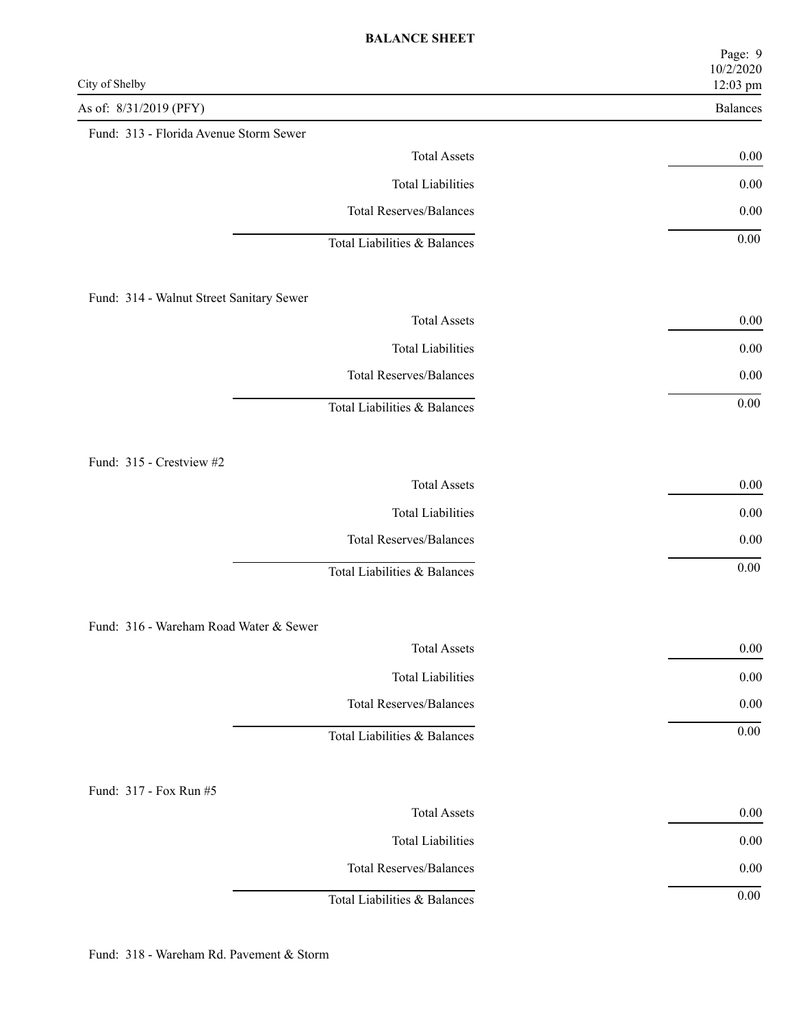**BALANCE SHEET**

City of Shelby

As of: 8/31/2019 (PFY)

Fund: 313 - Florida Avenue Storm Sewer

| | Balances |
|---|---|
| Total Assets | 0.00 |
| Total Liabilities | 0.00 |
| Total Reserves/Balances | 0.00 |
| Total Liabilities & Balances | 0.00 |

Fund: 314 - Walnut Street Sanitary Sewer

| | Balances |
|---|---|
| Total Assets | 0.00 |
| Total Liabilities | 0.00 |
| Total Reserves/Balances | 0.00 |
| Total Liabilities & Balances | 0.00 |

Fund: 315 - Crestview #2

| | Balances |
|---|---|
| Total Assets | 0.00 |
| Total Liabilities | 0.00 |
| Total Reserves/Balances | 0.00 |
| Total Liabilities & Balances | 0.00 |

Fund: 316 - Wareham Road Water & Sewer

| | Balances |
|---|---|
| Total Assets | 0.00 |
| Total Liabilities | 0.00 |
| Total Reserves/Balances | 0.00 |
| Total Liabilities & Balances | 0.00 |

Fund: 317 - Fox Run #5

| | Balances |
|---|---|
| Total Assets | 0.00 |
| Total Liabilities | 0.00 |
| Total Reserves/Balances | 0.00 |
| Total Liabilities & Balances | 0.00 |

Fund: 318 - Wareham Rd. Pavement & Storm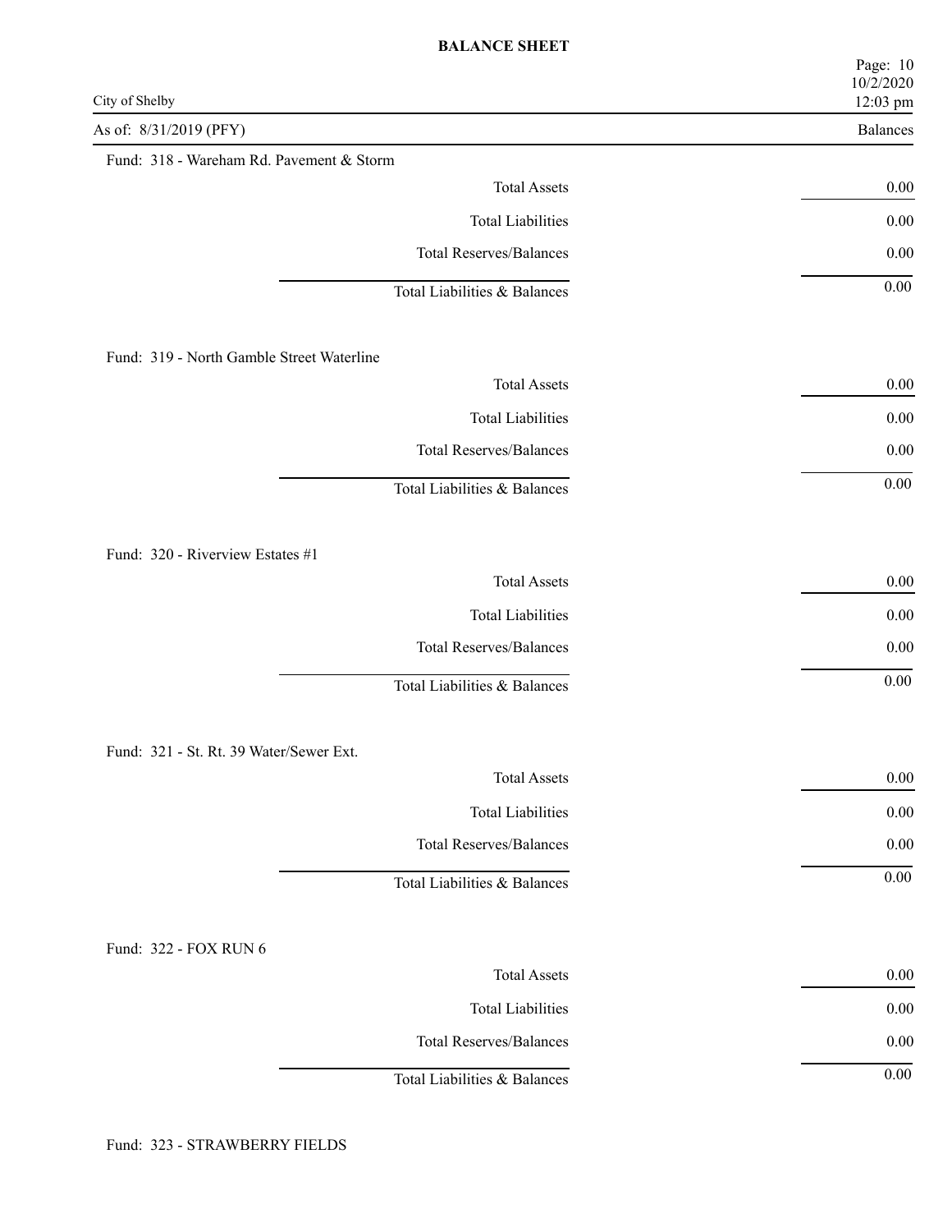# BALANCE SHEET

City of Shelby

As of: 8/31/2019 (PFY)

## Fund: 318 - Wareham Rd. Pavement & Storm

| | Balances |
|---|---|
| Total Assets | 0.00 |
| Total Liabilities | 0.00 |
| Total Reserves/Balances | 0.00 |
| Total Liabilities & Balances | 0.00 |

## Fund: 319 - North Gamble Street Waterline

| | Balances |
|---|---|
| Total Assets | 0.00 |
| Total Liabilities | 0.00 |
| Total Reserves/Balances | 0.00 |
| Total Liabilities & Balances | 0.00 |

## Fund: 320 - Riverview Estates #1

| | Balances |
|---|---|
| Total Assets | 0.00 |
| Total Liabilities | 0.00 |
| Total Reserves/Balances | 0.00 |
| Total Liabilities & Balances | 0.00 |

## Fund: 321 - St. Rt. 39 Water/Sewer Ext.

| | Balances |
|---|---|
| Total Assets | 0.00 |
| Total Liabilities | 0.00 |
| Total Reserves/Balances | 0.00 |
| Total Liabilities & Balances | 0.00 |

## Fund: 322 - FOX RUN 6

| | Balances |
|---|---|
| Total Assets | 0.00 |
| Total Liabilities | 0.00 |
| Total Reserves/Balances | 0.00 |
| Total Liabilities & Balances | 0.00 |

## Fund: 323 - STRAWBERRY FIELDS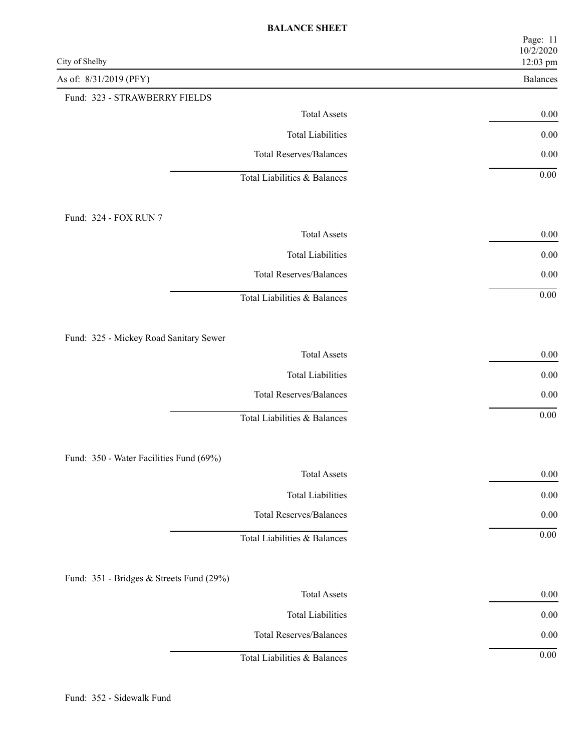**BALANCE SHEET**

City of Shelby

As of: 8/31/2019 (PFY)

Fund: 323 - STRAWBERRY FIELDS

| | Balances |
|---|---|
| Total Assets | 0.00 |
| Total Liabilities | 0.00 |
| Total Reserves/Balances | 0.00 |
| Total Liabilities & Balances | 0.00 |

Fund: 324 - FOX RUN 7

| | Balances |
|---|---|
| Total Assets | 0.00 |
| Total Liabilities | 0.00 |
| Total Reserves/Balances | 0.00 |
| Total Liabilities & Balances | 0.00 |

Fund: 325 - Mickey Road Sanitary Sewer

| | Balances |
|---|---|
| Total Assets | 0.00 |
| Total Liabilities | 0.00 |
| Total Reserves/Balances | 0.00 |
| Total Liabilities & Balances | 0.00 |

Fund: 350 - Water Facilities Fund (69%)

| | Balances |
|---|---|
| Total Assets | 0.00 |
| Total Liabilities | 0.00 |
| Total Reserves/Balances | 0.00 |
| Total Liabilities & Balances | 0.00 |

Fund: 351 - Bridges & Streets Fund (29%)

| | Balances |
|---|---|
| Total Assets | 0.00 |
| Total Liabilities | 0.00 |
| Total Reserves/Balances | 0.00 |
| Total Liabilities & Balances | 0.00 |

Fund: 352 - Sidewalk Fund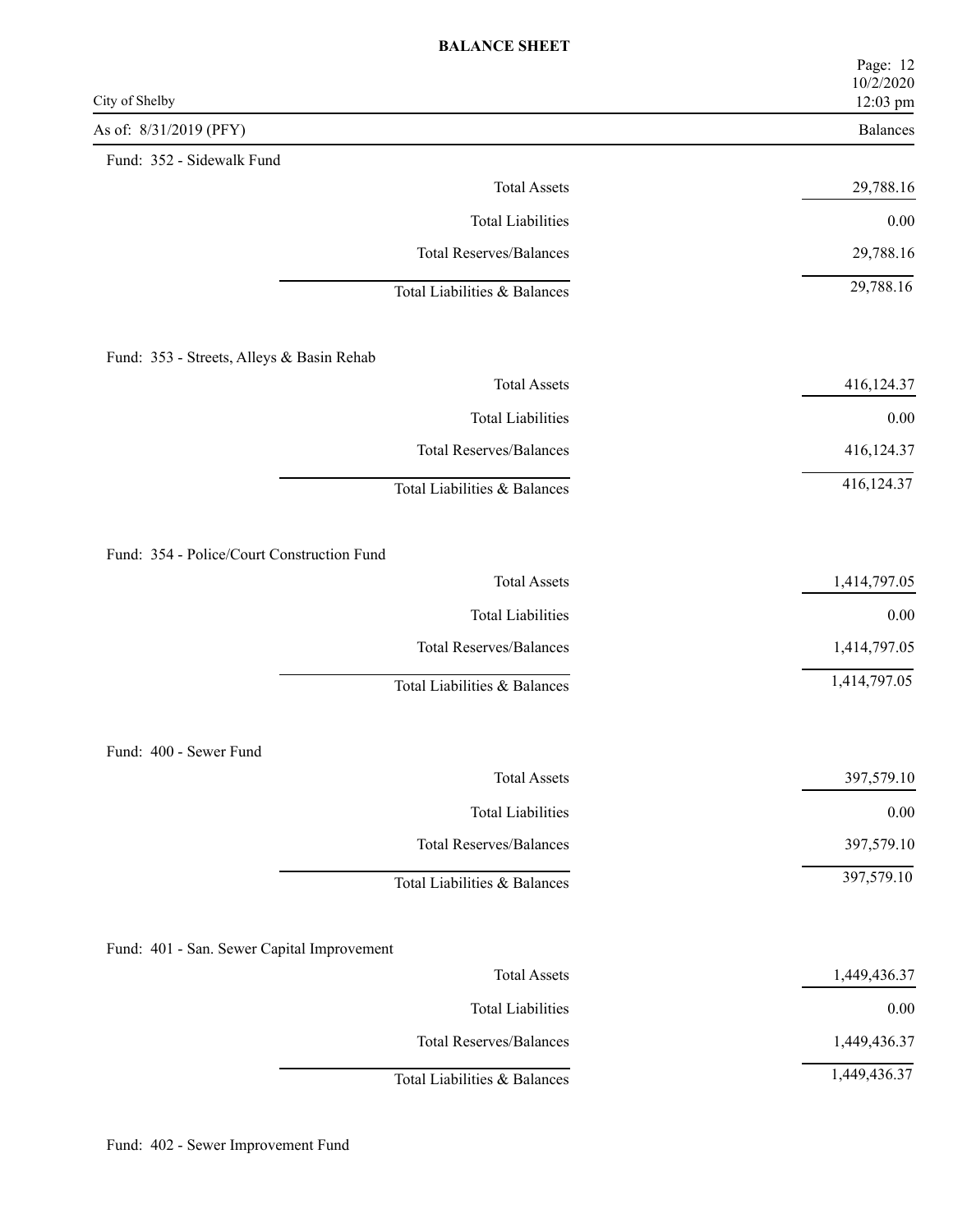# BALANCE SHEET

City of Shelby

As of: 8/31/2019 (PFY)

| | Balances |
|---|---|
| **Fund: 352 - Sidewalk Fund** | |
| Total Assets | 29,788.16 |
| Total Liabilities | 0.00 |
| Total Reserves/Balances | 29,788.16 |
| Total Liabilities & Balances | 29,788.16 |
| **Fund: 353 - Streets, Alleys & Basin Rehab** | |
| Total Assets | 416,124.37 |
| Total Liabilities | 0.00 |
| Total Reserves/Balances | 416,124.37 |
| Total Liabilities & Balances | 416,124.37 |
| **Fund: 354 - Police/Court Construction Fund** | |
| Total Assets | 1,414,797.05 |
| Total Liabilities | 0.00 |
| Total Reserves/Balances | 1,414,797.05 |
| Total Liabilities & Balances | 1,414,797.05 |
| **Fund: 400 - Sewer Fund** | |
| Total Assets | 397,579.10 |
| Total Liabilities | 0.00 |
| Total Reserves/Balances | 397,579.10 |
| Total Liabilities & Balances | 397,579.10 |
| **Fund: 401 - San. Sewer Capital Improvement** | |
| Total Assets | 1,449,436.37 |
| Total Liabilities | 0.00 |
| Total Reserves/Balances | 1,449,436.37 |
| Total Liabilities & Balances | 1,449,436.37 |

Fund: 402 - Sewer Improvement Fund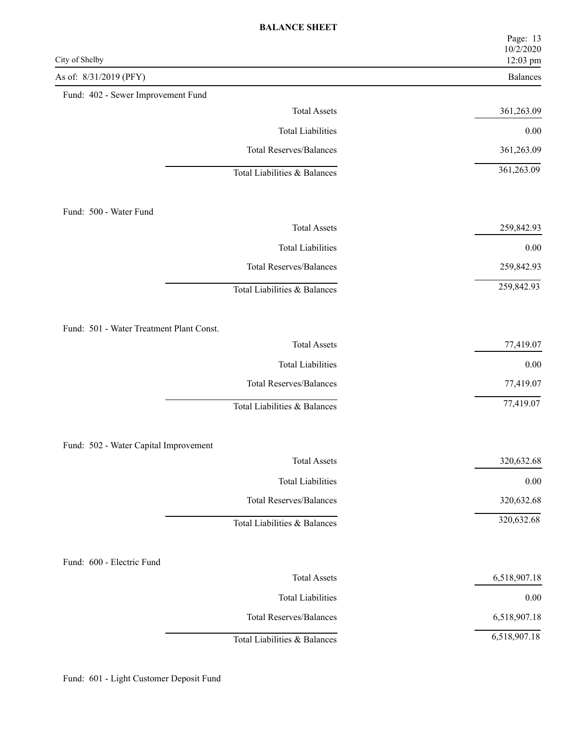# BALANCE SHEET

City of Shelby

As of: 8/31/2019 (PFY)

## Fund: 402 - Sewer Improvement Fund

| | Balances |
|---|---|
| Total Assets | 361,263.09 |
| Total Liabilities | 0.00 |
| Total Reserves/Balances | 361,263.09 |
| Total Liabilities & Balances | 361,263.09 |

## Fund: 500 - Water Fund

| | Balances |
|---|---|
| Total Assets | 259,842.93 |
| Total Liabilities | 0.00 |
| Total Reserves/Balances | 259,842.93 |
| Total Liabilities & Balances | 259,842.93 |

## Fund: 501 - Water Treatment Plant Const.

| | Balances |
|---|---|
| Total Assets | 77,419.07 |
| Total Liabilities | 0.00 |
| Total Reserves/Balances | 77,419.07 |
| Total Liabilities & Balances | 77,419.07 |

## Fund: 502 - Water Capital Improvement

| | Balances |
|---|---|
| Total Assets | 320,632.68 |
| Total Liabilities | 0.00 |
| Total Reserves/Balances | 320,632.68 |
| Total Liabilities & Balances | 320,632.68 |

## Fund: 600 - Electric Fund

| | Balances |
|---|---|
| Total Assets | 6,518,907.18 |
| Total Liabilities | 0.00 |
| Total Reserves/Balances | 6,518,907.18 |
| Total Liabilities & Balances | 6,518,907.18 |

## Fund: 601 - Light Customer Deposit Fund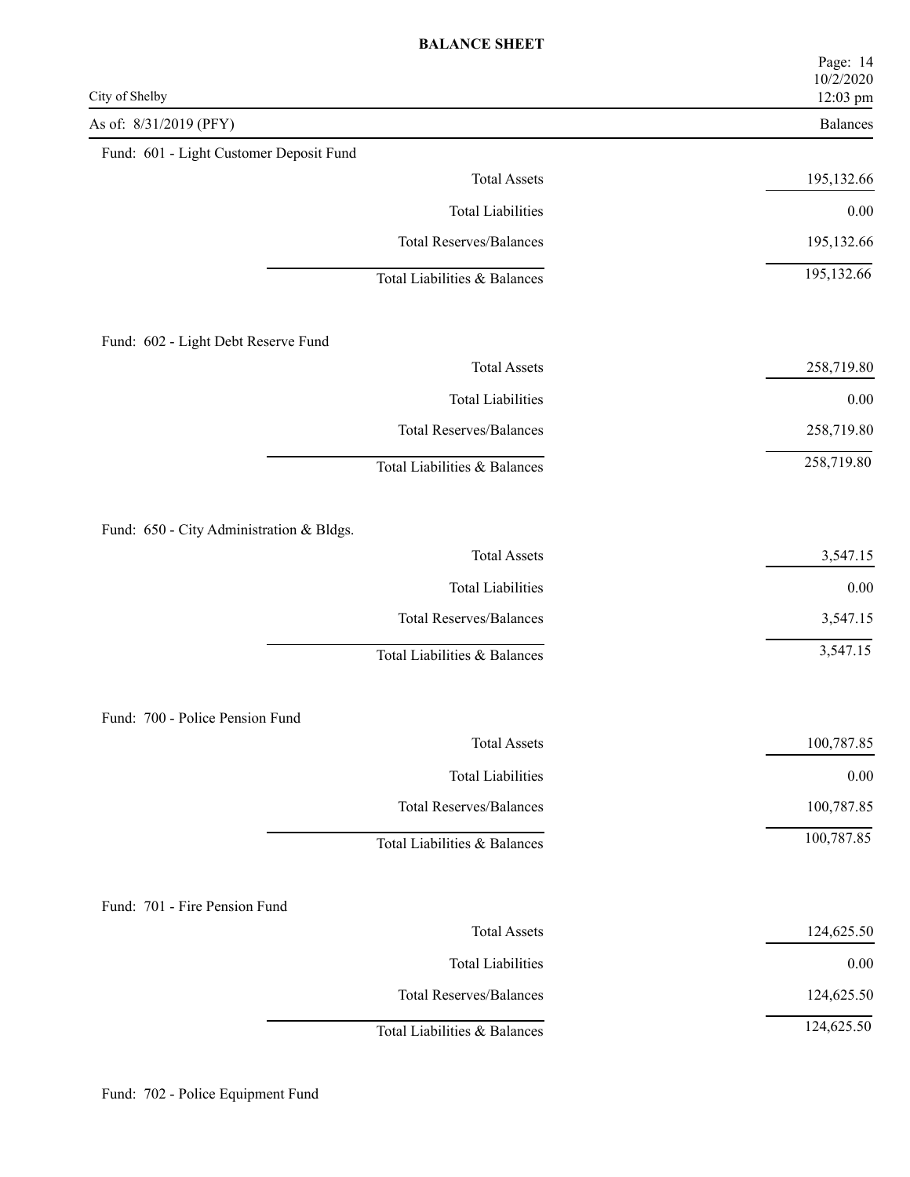# BALANCE SHEET

City of Shelby

As of: 8/31/2019 (PFY)

| | Balances |
|---|---|
| **Fund: 601 - Light Customer Deposit Fund** | |
| Total Assets | 195,132.66 |
| Total Liabilities | 0.00 |
| Total Reserves/Balances | 195,132.66 |
| Total Liabilities & Balances | 195,132.66 |
| **Fund: 602 - Light Debt Reserve Fund** | |
| Total Assets | 258,719.80 |
| Total Liabilities | 0.00 |
| Total Reserves/Balances | 258,719.80 |
| Total Liabilities & Balances | 258,719.80 |
| **Fund: 650 - City Administration & Bldgs.** | |
| Total Assets | 3,547.15 |
| Total Liabilities | 0.00 |
| Total Reserves/Balances | 3,547.15 |
| Total Liabilities & Balances | 3,547.15 |
| **Fund: 700 - Police Pension Fund** | |
| Total Assets | 100,787.85 |
| Total Liabilities | 0.00 |
| Total Reserves/Balances | 100,787.85 |
| Total Liabilities & Balances | 100,787.85 |
| **Fund: 701 - Fire Pension Fund** | |
| Total Assets | 124,625.50 |
| Total Liabilities | 0.00 |
| Total Reserves/Balances | 124,625.50 |
| Total Liabilities & Balances | 124,625.50 |

Fund: 702 - Police Equipment Fund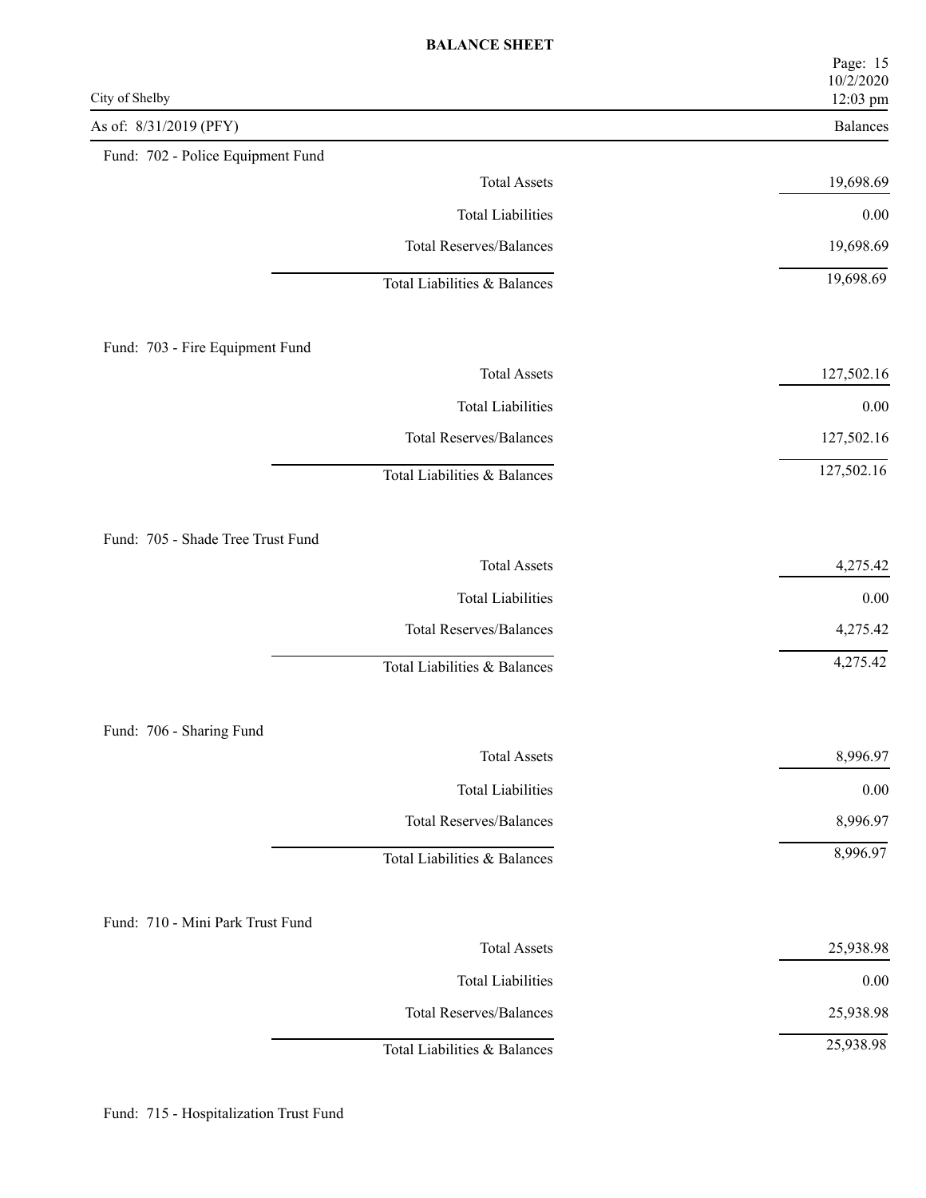# BALANCE SHEET

City of Shelby

As of: 8/31/2019 (PFY) — Balances

## Fund: 702 - Police Equipment Fund

| | Balances |
|---|---|
| Total Assets | 19,698.69 |
| Total Liabilities | 0.00 |
| Total Reserves/Balances | 19,698.69 |
| Total Liabilities & Balances | 19,698.69 |

## Fund: 703 - Fire Equipment Fund

| | Balances |
|---|---|
| Total Assets | 127,502.16 |
| Total Liabilities | 0.00 |
| Total Reserves/Balances | 127,502.16 |
| Total Liabilities & Balances | 127,502.16 |

## Fund: 705 - Shade Tree Trust Fund

| | Balances |
|---|---|
| Total Assets | 4,275.42 |
| Total Liabilities | 0.00 |
| Total Reserves/Balances | 4,275.42 |
| Total Liabilities & Balances | 4,275.42 |

## Fund: 706 - Sharing Fund

| | Balances |
|---|---|
| Total Assets | 8,996.97 |
| Total Liabilities | 0.00 |
| Total Reserves/Balances | 8,996.97 |
| Total Liabilities & Balances | 8,996.97 |

## Fund: 710 - Mini Park Trust Fund

| | Balances |
|---|---|
| Total Assets | 25,938.98 |
| Total Liabilities | 0.00 |
| Total Reserves/Balances | 25,938.98 |
| Total Liabilities & Balances | 25,938.98 |

## Fund: 715 - Hospitalization Trust Fund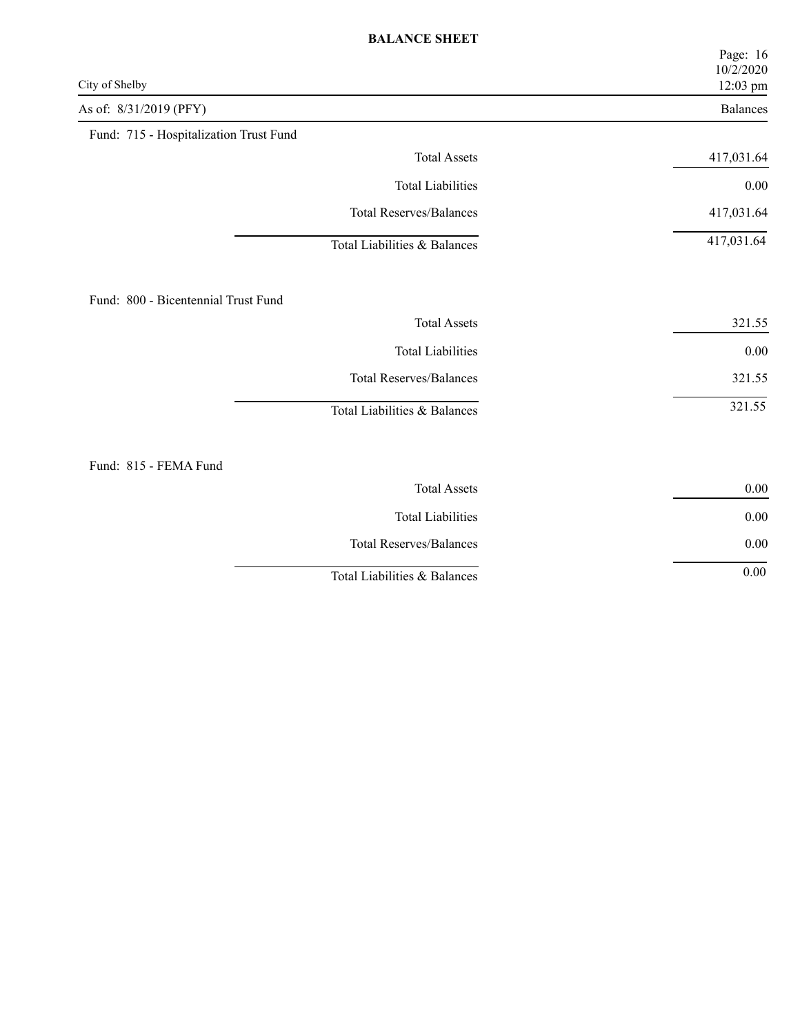# BALANCE SHEET

City of Shelby

As of: 8/31/2019 (PFY)

**Fund: 715 - Hospitalization Trust Fund**

| | Balances |
|---|---|
| Total Assets | 417,031.64 |
| Total Liabilities | 0.00 |
| Total Reserves/Balances | 417,031.64 |
| Total Liabilities & Balances | 417,031.64 |

**Fund: 800 - Bicentennial Trust Fund**

| | Balances |
|---|---|
| Total Assets | 321.55 |
| Total Liabilities | 0.00 |
| Total Reserves/Balances | 321.55 |
| Total Liabilities & Balances | 321.55 |

**Fund: 815 - FEMA Fund**

| | Balances |
|---|---|
| Total Assets | 0.00 |
| Total Liabilities | 0.00 |
| Total Reserves/Balances | 0.00 |
| Total Liabilities & Balances | 0.00 |